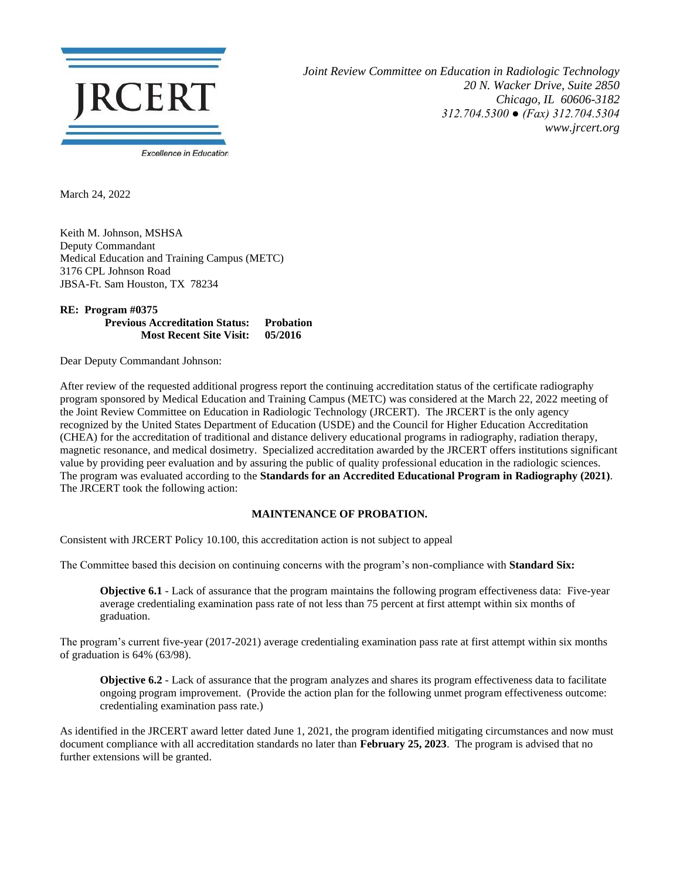JRCERT

Excellence in Education

*Joint Review Committee on Education in Radiologic Technology*
*20 N. Wacker Drive, Suite 2850*
*Chicago, IL 60606-3182*
*312.704.5300 ● (Fax) 312.704.5304*
*www.jrcert.org*

March 24, 2022

Keith M. Johnson, MSHSA
Deputy Commandant
Medical Education and Training Campus (METC)
3176 CPL Johnson Road
JBSA-Ft. Sam Houston, TX 78234

**RE: Program #0375**
**Previous Accreditation Status: Probation**
**Most Recent Site Visit: 05/2016**

Dear Deputy Commandant Johnson:

After review of the requested additional progress report the continuing accreditation status of the certificate radiography program sponsored by Medical Education and Training Campus (METC) was considered at the March 22, 2022 meeting of the Joint Review Committee on Education in Radiologic Technology (JRCERT). The JRCERT is the only agency recognized by the United States Department of Education (USDE) and the Council for Higher Education Accreditation (CHEA) for the accreditation of traditional and distance delivery educational programs in radiography, radiation therapy, magnetic resonance, and medical dosimetry. Specialized accreditation awarded by the JRCERT offers institutions significant value by providing peer evaluation and by assuring the public of quality professional education in the radiologic sciences. The program was evaluated according to the **Standards for an Accredited Educational Program in Radiography (2021)**. The JRCERT took the following action:

**MAINTENANCE OF PROBATION.**

Consistent with JRCERT Policy 10.100, this accreditation action is not subject to appeal

The Committee based this decision on continuing concerns with the program's non-compliance with **Standard Six:**

> **Objective 6.1** - Lack of assurance that the program maintains the following program effectiveness data: Five-year average credentialing examination pass rate of not less than 75 percent at first attempt within six months of graduation.

The program's current five-year (2017-2021) average credentialing examination pass rate at first attempt within six months of graduation is 64% (63/98).

> **Objective 6.2** - Lack of assurance that the program analyzes and shares its program effectiveness data to facilitate ongoing program improvement. (Provide the action plan for the following unmet program effectiveness outcome: credentialing examination pass rate.)

As identified in the JRCERT award letter dated June 1, 2021, the program identified mitigating circumstances and now must document compliance with all accreditation standards no later than **February 25, 2023**. The program is advised that no further extensions will be granted.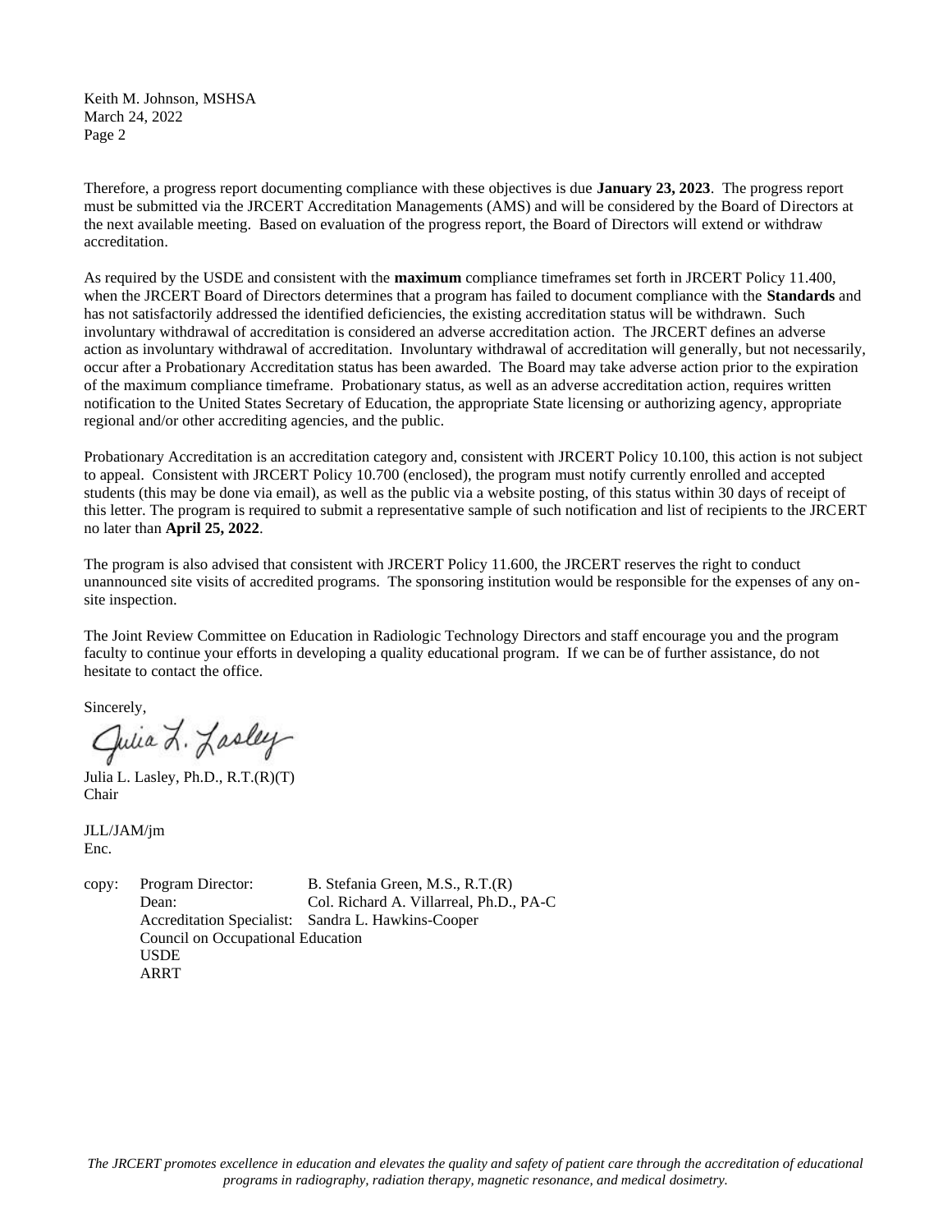Keith M. Johnson, MSHSA
March 24, 2022
Page 2

Therefore, a progress report documenting compliance with these objectives is due **January 23, 2023**. The progress report must be submitted via the JRCERT Accreditation Managements (AMS) and will be considered by the Board of Directors at the next available meeting. Based on evaluation of the progress report, the Board of Directors will extend or withdraw accreditation.

As required by the USDE and consistent with the **maximum** compliance timeframes set forth in JRCERT Policy 11.400, when the JRCERT Board of Directors determines that a program has failed to document compliance with the **Standards** and has not satisfactorily addressed the identified deficiencies, the existing accreditation status will be withdrawn. Such involuntary withdrawal of accreditation is considered an adverse accreditation action. The JRCERT defines an adverse action as involuntary withdrawal of accreditation. Involuntary withdrawal of accreditation will generally, but not necessarily, occur after a Probationary Accreditation status has been awarded. The Board may take adverse action prior to the expiration of the maximum compliance timeframe. Probationary status, as well as an adverse accreditation action, requires written notification to the United States Secretary of Education, the appropriate State licensing or authorizing agency, appropriate regional and/or other accrediting agencies, and the public.

Probationary Accreditation is an accreditation category and, consistent with JRCERT Policy 10.100, this action is not subject to appeal. Consistent with JRCERT Policy 10.700 (enclosed), the program must notify currently enrolled and accepted students (this may be done via email), as well as the public via a website posting, of this status within 30 days of receipt of this letter. The program is required to submit a representative sample of such notification and list of recipients to the JRCERT no later than **April 25, 2022**.

The program is also advised that consistent with JRCERT Policy 11.600, the JRCERT reserves the right to conduct unannounced site visits of accredited programs. The sponsoring institution would be responsible for the expenses of any on-site inspection.

The Joint Review Committee on Education in Radiologic Technology Directors and staff encourage you and the program faculty to continue your efforts in developing a quality educational program. If we can be of further assistance, do not hesitate to contact the office.

Sincerely,

Julia L. Lasley

Julia L. Lasley, Ph.D., R.T.(R)(T)
Chair

JLL/JAM/jm
Enc.

copy: Program Director: B. Stefania Green, M.S., R.T.(R)
Dean: Col. Richard A. Villarreal, Ph.D., PA-C
Accreditation Specialist: Sandra L. Hawkins-Cooper
Council on Occupational Education
USDE
ARRT

*The JRCERT promotes excellence in education and elevates the quality and safety of patient care through the accreditation of educational programs in radiography, radiation therapy, magnetic resonance, and medical dosimetry.*